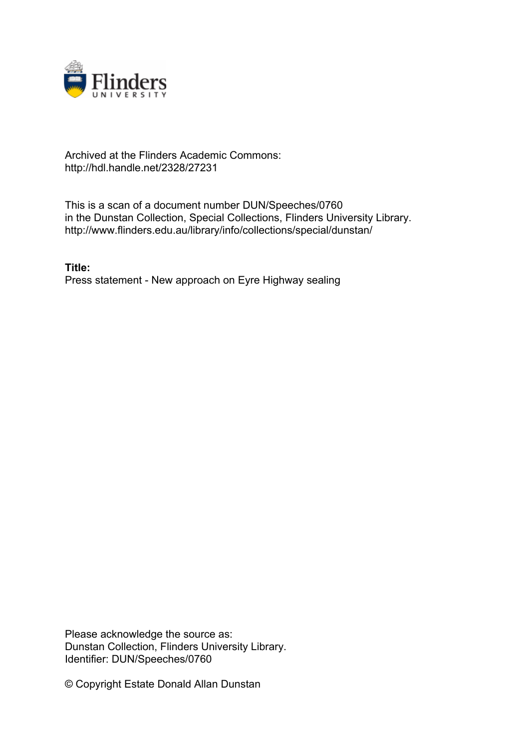Archived at the Flinders Academic Commons:
http://hdl.handle.net/2328/27231

This is a scan of a document number DUN/Speeches/0760
in the Dunstan Collection, Special Collections, Flinders University Library.
http://www.flinders.edu.au/library/info/collections/special/dunstan/

**Title:**
Press statement - New approach on Eyre Highway sealing

Please acknowledge the source as:
Dunstan Collection, Flinders University Library.
Identifier: DUN/Speeches/0760

© Copyright Estate Donald Allan Dunstan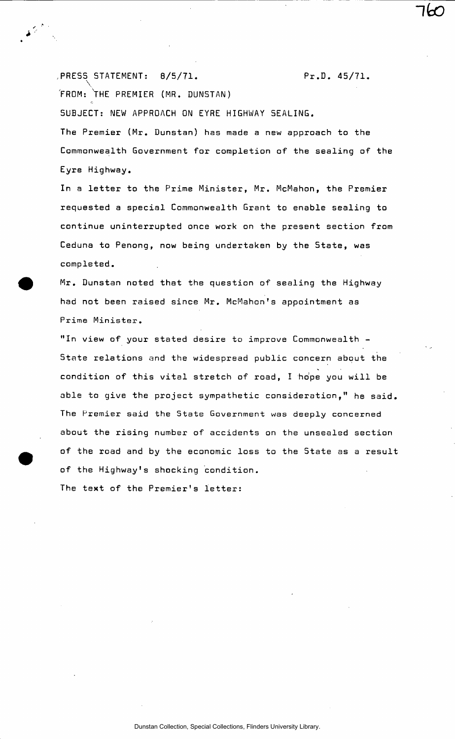PRESS STATEMENT: 8/5/71. Pr.D. 45/71.

FROM: THE PREMIER (MR. DUNSTAN)

SUBJECT: NEW APPROACH ON EYRE HIGHWAY SEALING.

The Premier (Mr. Dunstan) has made a new approach to the Commonwealth Government for completion of the sealing of the Eyre Highway.

In a letter to the Prime Minister, Mr. McMahon, the Premier requested a special Commonwealth Grant to enable sealing to continue uninterrupted once work on the present section from Ceduna to Penong, now being undertaken by the State, was completed.

Mr. Dunstan noted that the question of sealing the Highway had not been raised since Mr. McMahon's appointment as Prime Minister.

"In view of your stated desire to improve Commonwealth - State relations and the widespread public concern about the condition of this vital stretch of road, I hope you will be able to give the project sympathetic consideration," he said.

The Premier said the State Government was deeply concerned about the rising number of accidents on the unsealed section of the road and by the economic loss to the State as a result of the Highway's shocking condition.

The text of the Premier's letter: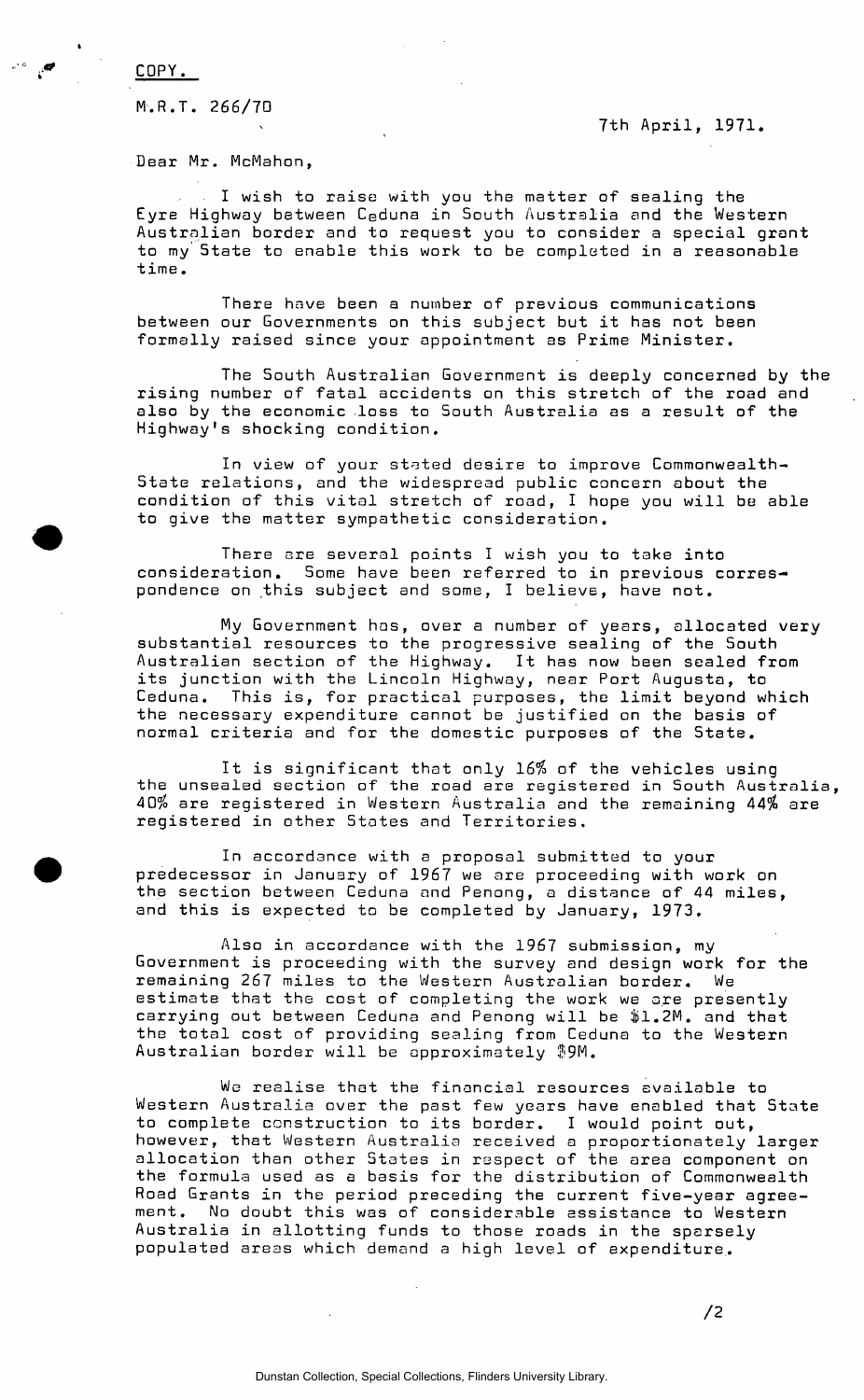COPY.

M.R.T. 266/70

7th April, 1971.

Dear Mr. McMahon,

I wish to raise with you the matter of sealing the Eyre Highway between Ceduna in South Australia and the Western Australian border and to request you to consider a special grant to my State to enable this work to be completed in a reasonable time.

There have been a number of previous communications between our Governments on this subject but it has not been formally raised since your appointment as Prime Minister.

The South Australian Government is deeply concerned by the rising number of fatal accidents on this stretch of the road and also by the economic loss to South Australia as a result of the Highway's shocking condition.

In view of your stated desire to improve Commonwealth-State relations, and the widespread public concern about the condition of this vital stretch of road, I hope you will be able to give the matter sympathetic consideration.

There are several points I wish you to take into consideration. Some have been referred to in previous correspondence on this subject and some, I believe, have not.

My Government has, over a number of years, allocated very substantial resources to the progressive sealing of the South Australian section of the Highway. It has now been sealed from its junction with the Lincoln Highway, near Port Augusta, to Ceduna. This is, for practical purposes, the limit beyond which the necessary expenditure cannot be justified on the basis of normal criteria and for the domestic purposes of the State.

It is significant that only 16% of the vehicles using the unsealed section of the road are registered in South Australia, 40% are registered in Western Australia and the remaining 44% are registered in other States and Territories.

In accordance with a proposal submitted to your predecessor in January of 1967 we are proceeding with work on the section between Ceduna and Penong, a distance of 44 miles, and this is expected to be completed by January, 1973.

Also in accordance with the 1967 submission, my Government is proceeding with the survey and design work for the remaining 267 miles to the Western Australian border. We estimate that the cost of completing the work we are presently carrying out between Ceduna and Penong will be $1.2M. and that the total cost of providing sealing from Ceduna to the Western Australian border will be approximately $9M.

We realise that the financial resources available to Western Australia over the past few years have enabled that State to complete construction to its border. I would point out, however, that Western Australia received a proportionately larger allocation than other States in respect of the area component on the formula used as a basis for the distribution of Commonwealth Road Grants in the period preceding the current five-year agreement. No doubt this was of considerable assistance to Western Australia in allotting funds to those roads in the sparsely populated areas which demand a high level of expenditure.

/2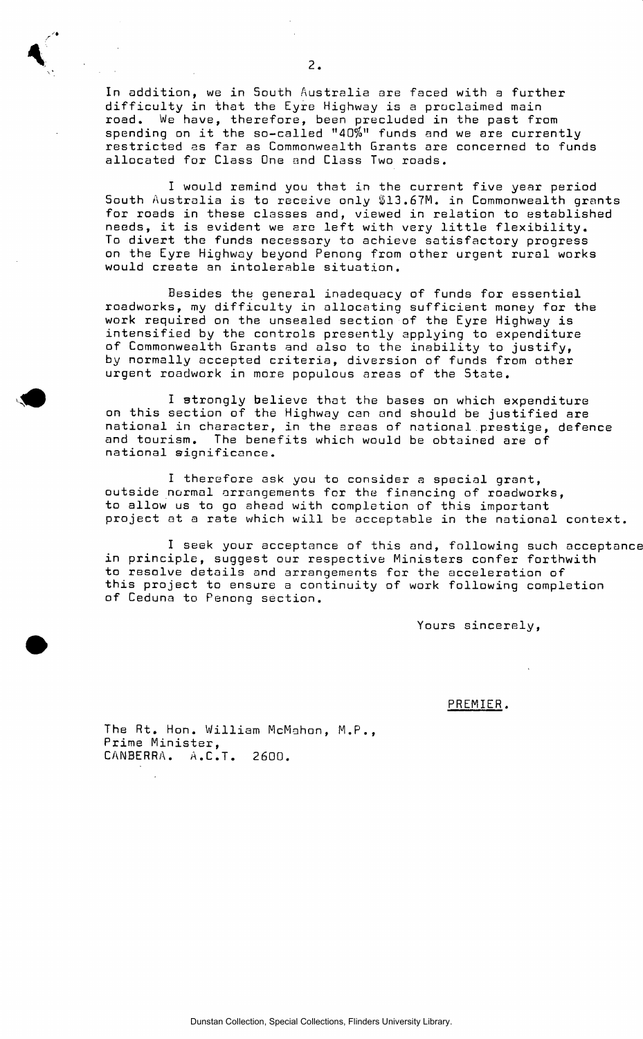In addition, we in South Australia are faced with a further difficulty in that the Eyre Highway is a proclaimed main road. We have, therefore, been precluded in the past from spending on it the so-called "40%" funds and we are currently restricted as far as Commonwealth Grants are concerned to funds allocated for Class One and Class Two roads.

I would remind you that in the current five year period South Australia is to receive only $13.67M. in Commonwealth grants for roads in these classes and, viewed in relation to established needs, it is evident we are left with very little flexibility. To divert the funds necessary to achieve satisfactory progress on the Eyre Highway beyond Penong from other urgent rural works would create an intolerable situation.

Besides the general inadequacy of funds for essential roadworks, my difficulty in allocating sufficient money for the work required on the unsealed section of the Eyre Highway is intensified by the controls presently applying to expenditure of Commonwealth Grants and also to the inability to justify, by normally accepted criteria, diversion of funds from other urgent roadwork in more populous areas of the State.

I strongly believe that the bases on which expenditure on this section of the Highway can and should be justified are national in character, in the areas of national prestige, defence and tourism. The benefits which would be obtained are of national significance.

I therefore ask you to consider a special grant, outside normal arrangements for the financing of roadworks, to allow us to go ahead with completion of this important project at a rate which will be acceptable in the national context.

I seek your acceptance of this and, following such acceptance in principle, suggest our respective Ministers confer forthwith to resolve details and arrangements for the acceleration of this project to ensure a continuity of work following completion of Ceduna to Penong section.

Yours sincerely,

PREMIER.

The Rt. Hon. William McMahon, M.P.,
Prime Minister,
CANBERRA. A.C.T. 2600.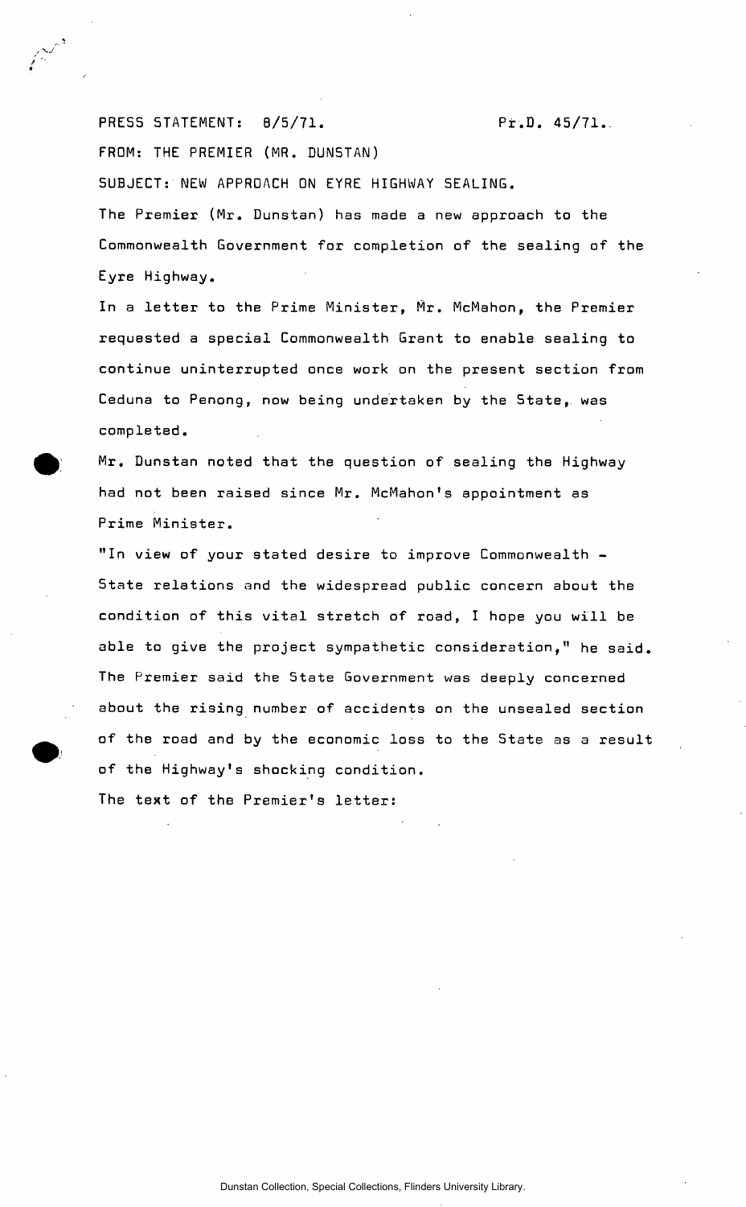PRESS STATEMENT: 8/5/71. Pr.D. 45/71.

FROM: THE PREMIER (MR. DUNSTAN)

SUBJECT: NEW APPROACH ON EYRE HIGHWAY SEALING.

The Premier (Mr. Dunstan) has made a new approach to the Commonwealth Government for completion of the sealing of the Eyre Highway.

In a letter to the Prime Minister, Mr. McMahon, the Premier requested a special Commonwealth Grant to enable sealing to continue uninterrupted once work on the present section from Ceduna to Penong, now being undertaken by the State, was completed.

Mr. Dunstan noted that the question of sealing the Highway had not been raised since Mr. McMahon's appointment as Prime Minister.

"In view of your stated desire to improve Commonwealth - State relations and the widespread public concern about the condition of this vital stretch of road, I hope you will be able to give the project sympathetic consideration," he said.

The Premier said the State Government was deeply concerned about the rising number of accidents on the unsealed section of the road and by the economic loss to the State as a result of the Highway's shocking condition.

The text of the Premier's letter: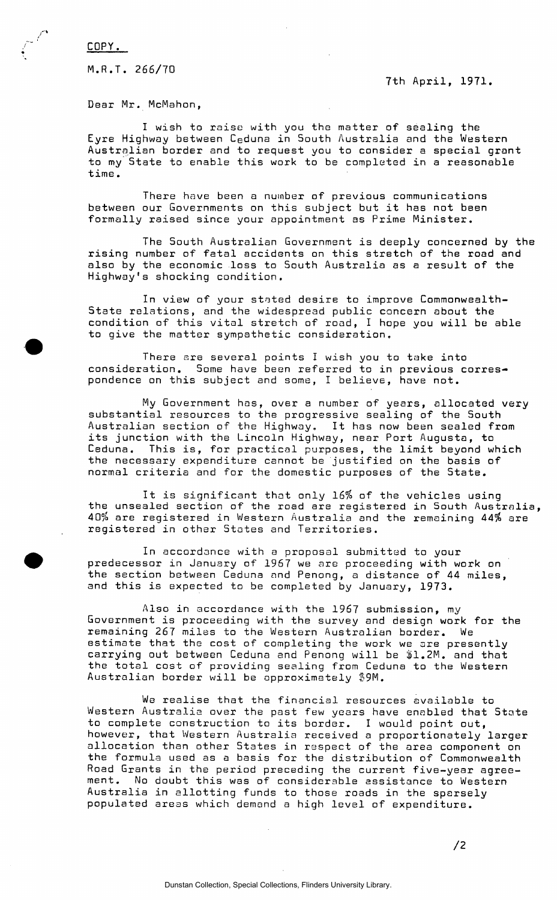COPY.

M.R.T. 266/70

7th April, 1971.

Dear Mr. McMahon,

I wish to raise with you the matter of sealing the Eyre Highway between Ceduna in South Australia and the Western Australian border and to request you to consider a special grant to my State to enable this work to be completed in a reasonable time.

There have been a number of previous communications between our Governments on this subject but it has not been formally raised since your appointment as Prime Minister.

The South Australian Government is deeply concerned by the rising number of fatal accidents on this stretch of the road and also by the economic loss to South Australia as a result of the Highway's shocking condition.

In view of your stated desire to improve Commonwealth-State relations, and the widespread public concern about the condition of this vital stretch of road, I hope you will be able to give the matter sympathetic consideration.

There are several points I wish you to take into consideration. Some have been referred to in previous correspondence on this subject and some, I believe, have not.

My Government has, over a number of years, allocated very substantial resources to the progressive sealing of the South Australian section of the Highway. It has now been sealed from its junction with the Lincoln Highway, near Port Augusta, to Ceduna. This is, for practical purposes, the limit beyond which the necessary expenditure cannot be justified on the basis of normal criteria and for the domestic purposes of the State.

It is significant that only 16% of the vehicles using the unsealed section of the road are registered in South Australia, 40% are registered in Western Australia and the remaining 44% are registered in other States and Territories.

In accordance with a proposal submitted to your predecessor in January of 1967 we are proceeding with work on the section between Ceduna and Penong, a distance of 44 miles, and this is expected to be completed by January, 1973.

Also in accordance with the 1967 submission, my Government is proceeding with the survey and design work for the remaining 267 miles to the Western Australian border. We estimate that the cost of completing the work we are presently carrying out between Ceduna and Penong will be $1.2M. and that the total cost of providing sealing from Ceduna to the Western Australian border will be approximately $9M.

We realise that the financial resources available to Western Australia over the past few years have enabled that State to complete construction to its border. I would point out, however, that Western Australia received a proportionately larger allocation than other States in respect of the area component on the formula used as a basis for the distribution of Commonwealth Road Grants in the period preceding the current five-year agreement. No doubt this was of considerable assistance to Western Australia in allotting funds to those roads in the sparsely populated areas which demand a high level of expenditure.

/2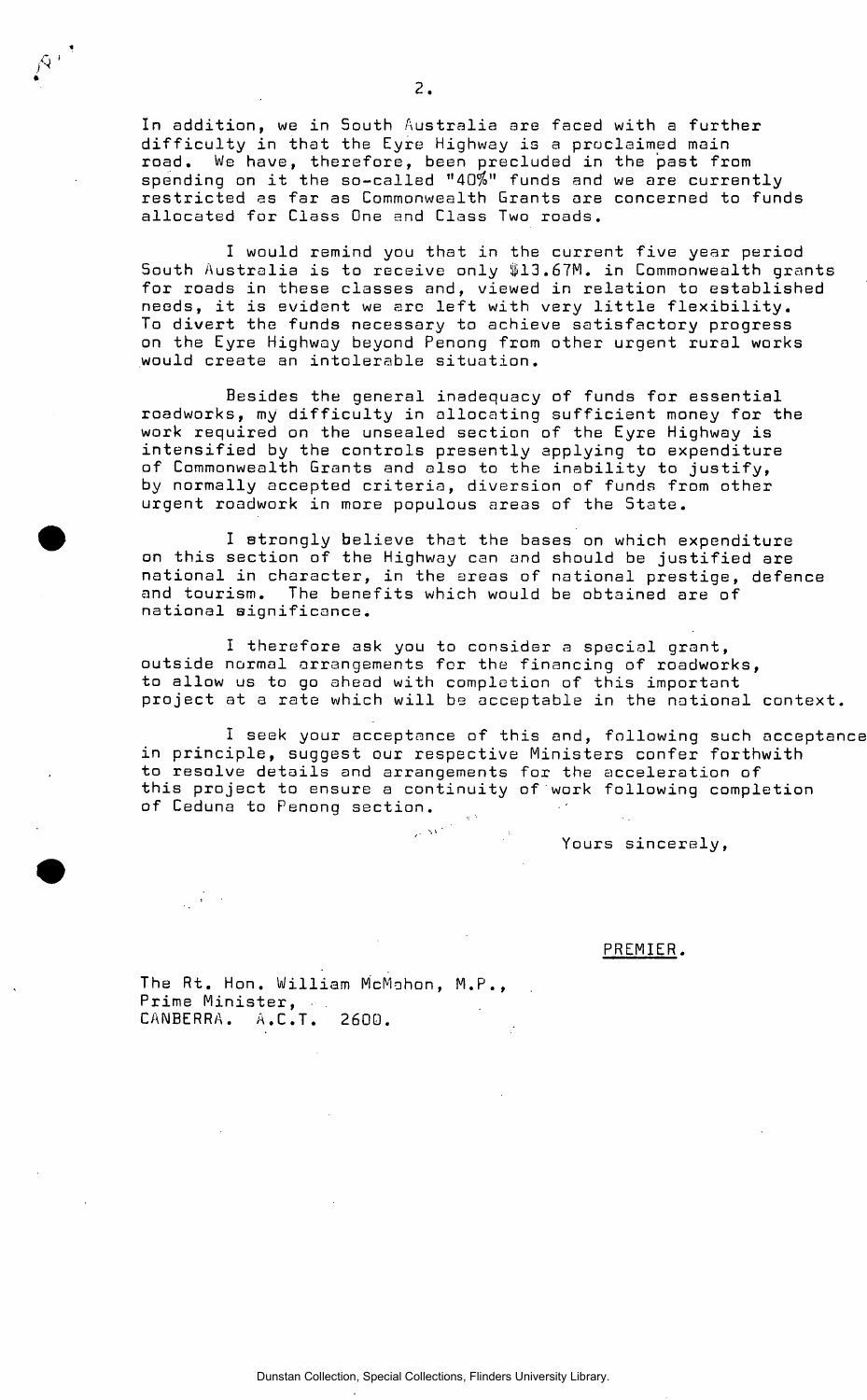In addition, we in South Australia are faced with a further difficulty in that the Eyre Highway is a proclaimed main road. We have, therefore, been precluded in the past from spending on it the so-called "40%" funds and we are currently restricted as far as Commonwealth Grants are concerned to funds allocated for Class One and Class Two roads.

I would remind you that in the current five year period South Australia is to receive only $13.67M. in Commonwealth grants for roads in these classes and, viewed in relation to established needs, it is evident we are left with very little flexibility. To divert the funds necessary to achieve satisfactory progress on the Eyre Highway beyond Penong from other urgent rural works would create an intolerable situation.

Besides the general inadequacy of funds for essential roadworks, my difficulty in allocating sufficient money for the work required on the unsealed section of the Eyre Highway is intensified by the controls presently applying to expenditure of Commonwealth Grants and also to the inability to justify, by normally accepted criteria, diversion of funds from other urgent roadwork in more populous areas of the State.

I strongly believe that the bases on which expenditure on this section of the Highway can and should be justified are national in character, in the areas of national prestige, defence and tourism. The benefits which would be obtained are of national significance.

I therefore ask you to consider a special grant, outside normal arrangements for the financing of roadworks, to allow us to go ahead with completion of this important project at a rate which will be acceptable in the national context.

I seek your acceptance of this and, following such acceptance in principle, suggest our respective Ministers confer forthwith to resolve details and arrangements for the acceleration of this project to ensure a continuity of work following completion of Ceduna to Penong section.

Yours sincerely,

PREMIER.

The Rt. Hon. William McMahon, M.P.,
Prime Minister,
CANBERRA. A.C.T. 2600.

Dunstan Collection, Special Collections, Flinders University Library.